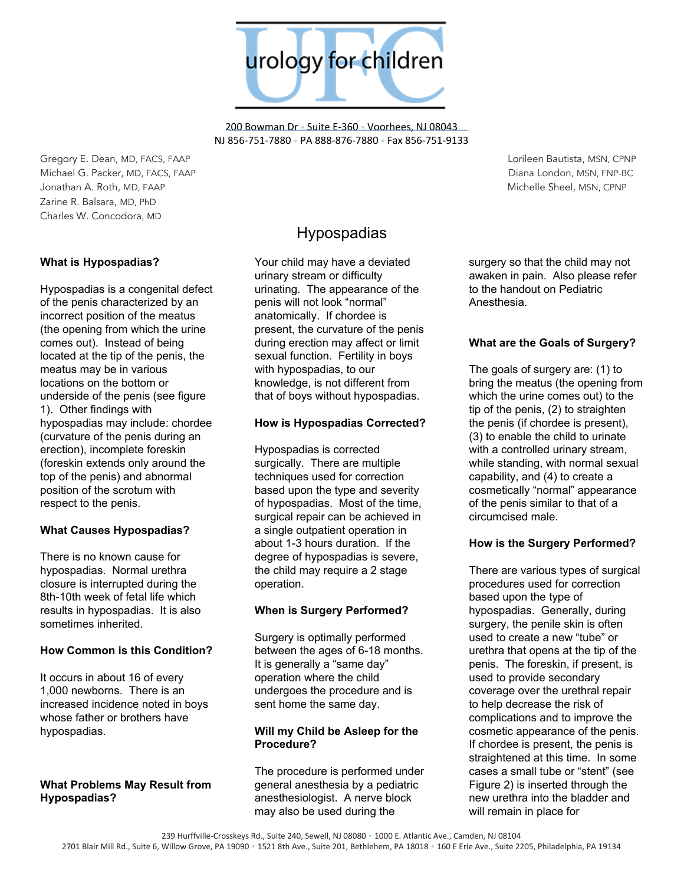urology for children

200 Bowman Dr • Suite E-360 • Voorhees, NJ 08043
NJ 856-751-7880 • PA 888-876-7880 • Fax 856-751-9133

Gregory E. Dean, MD, FACS, FAAP
Michael G. Packer, MD, FACS, FAAP
Jonathan A. Roth, MD, FAAP
Zarine R. Balsara, MD, PhD
Charles W. Concodora, MD

Lorileen Bautista, MSN, CPNP
Diana London, MSN, FNP-BC
Michelle Sheel, MSN, CPNP

# Hypospadias

**What is Hypospadias?**

Hypospadias is a congenital defect of the penis characterized by an incorrect position of the meatus (the opening from which the urine comes out). Instead of being located at the tip of the penis, the meatus may be in various locations on the bottom or underside of the penis (see figure 1). Other findings with hypospadias may include: chordee (curvature of the penis during an erection), incomplete foreskin (foreskin extends only around the top of the penis) and abnormal position of the scrotum with respect to the penis.

**What Causes Hypospadias?**

There is no known cause for hypospadias. Normal urethra closure is interrupted during the 8th-10th week of fetal life which results in hypospadias. It is also sometimes inherited.

**How Common is this Condition?**

It occurs in about 16 of every 1,000 newborns. There is an increased incidence noted in boys whose father or brothers have hypospadias.

**What Problems May Result from Hypospadias?**

Your child may have a deviated urinary stream or difficulty urinating. The appearance of the penis will not look "normal" anatomically. If chordee is present, the curvature of the penis during erection may affect or limit sexual function. Fertility in boys with hypospadias, to our knowledge, is not different from that of boys without hypospadias.

**How is Hypospadias Corrected?**

Hypospadias is corrected surgically. There are multiple techniques used for correction based upon the type and severity of hypospadias. Most of the time, surgical repair can be achieved in a single outpatient operation in about 1-3 hours duration. If the degree of hypospadias is severe, the child may require a 2 stage operation.

**When is Surgery Performed?**

Surgery is optimally performed between the ages of 6-18 months. It is generally a "same day" operation where the child undergoes the procedure and is sent home the same day.

**Will my Child be Asleep for the Procedure?**

The procedure is performed under general anesthesia by a pediatric anesthesiologist. A nerve block may also be used during the surgery so that the child may not awaken in pain. Also please refer to the handout on Pediatric Anesthesia.

**What are the Goals of Surgery?**

The goals of surgery are: (1) to bring the meatus (the opening from which the urine comes out) to the tip of the penis, (2) to straighten the penis (if chordee is present), (3) to enable the child to urinate with a controlled urinary stream, while standing, with normal sexual capability, and (4) to create a cosmetically "normal" appearance of the penis similar to that of a circumcised male.

**How is the Surgery Performed?**

There are various types of surgical procedures used for correction based upon the type of hypospadias. Generally, during surgery, the penile skin is often used to create a new "tube" or urethra that opens at the tip of the penis. The foreskin, if present, is used to provide secondary coverage over the urethral repair to help decrease the risk of complications and to improve the cosmetic appearance of the penis. If chordee is present, the penis is straightened at this time. In some cases a small tube or "stent" (see Figure 2) is inserted through the new urethra into the bladder and will remain in place for

239 Hurffville-Crosskeys Rd., Suite 240, Sewell, NJ 08080 • 1000 E. Atlantic Ave., Camden, NJ 08104
2701 Blair Mill Rd., Suite 6, Willow Grove, PA 19090 • 1521 8th Ave., Suite 201, Bethlehem, PA 18018 • 160 E Erie Ave., Suite 2205, Philadelphia, PA 19134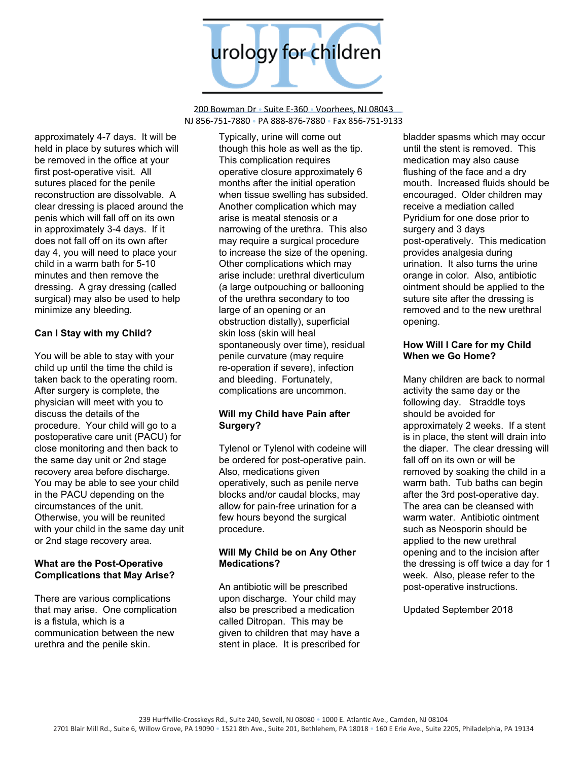approximately 4-7 days. It will be held in place by sutures which will be removed in the office at your first post-operative visit. All sutures placed for the penile reconstruction are dissolvable. A clear dressing is placed around the penis which will fall off on its own in approximately 3-4 days. If it does not fall off on its own after day 4, you will need to place your child in a warm bath for 5-10 minutes and then remove the dressing. A gray dressing (called surgical) may also be used to help minimize any bleeding.

**Can I Stay with my Child?**

You will be able to stay with your child up until the time the child is taken back to the operating room. After surgery is complete, the physician will meet with you to discuss the details of the procedure. Your child will go to a postoperative care unit (PACU) for close monitoring and then back to the same day unit or 2nd stage recovery area before discharge. You may be able to see your child in the PACU depending on the circumstances of the unit. Otherwise, you will be reunited with your child in the same day unit or 2nd stage recovery area.

**What are the Post-Operative Complications that May Arise?**

There are various complications that may arise. One complication is a fistula, which is a communication between the new urethra and the penile skin. Typically, urine will come out though this hole as well as the tip. This complication requires operative closure approximately 6 months after the initial operation when tissue swelling has subsided. Another complication which may arise is meatal stenosis or a narrowing of the urethra. This also may require a surgical procedure to increase the size of the opening. Other complications which may arise include: urethral diverticulum (a large outpouching or ballooning of the urethra secondary to too large of an opening or an obstruction distally), superficial skin loss (skin will heal spontaneously over time), residual penile curvature (may require re-operation if severe), infection and bleeding. Fortunately, complications are uncommon.

**Will my Child have Pain after Surgery?**

Tylenol or Tylenol with codeine will be ordered for post-operative pain. Also, medications given operatively, such as penile nerve blocks and/or caudal blocks, may allow for pain-free urination for a few hours beyond the surgical procedure.

**Will My Child be on Any Other Medications?**

An antibiotic will be prescribed upon discharge. Your child may also be prescribed a medication called Ditropan. This may be given to children that may have a stent in place. It is prescribed for bladder spasms which may occur until the stent is removed. This medication may also cause flushing of the face and a dry mouth. Increased fluids should be encouraged. Older children may receive a mediation called Pyridium for one dose prior to surgery and 3 days post-operatively. This medication provides analgesia during urination. It also turns the urine orange in color. Also, antibiotic ointment should be applied to the suture site after the dressing is removed and to the new urethral opening.

**How Will I Care for my Child When we Go Home?**

Many children are back to normal activity the same day or the following day. Straddle toys should be avoided for approximately 2 weeks. If a stent is in place, the stent will drain into the diaper. The clear dressing will fall off on its own or will be removed by soaking the child in a warm bath. Tub baths can begin after the 3rd post-operative day. The area can be cleansed with warm water. Antibiotic ointment such as Neosporin should be applied to the new urethral opening and to the incision after the dressing is off twice a day for 1 week. Also, please refer to the post-operative instructions.

Updated September 2018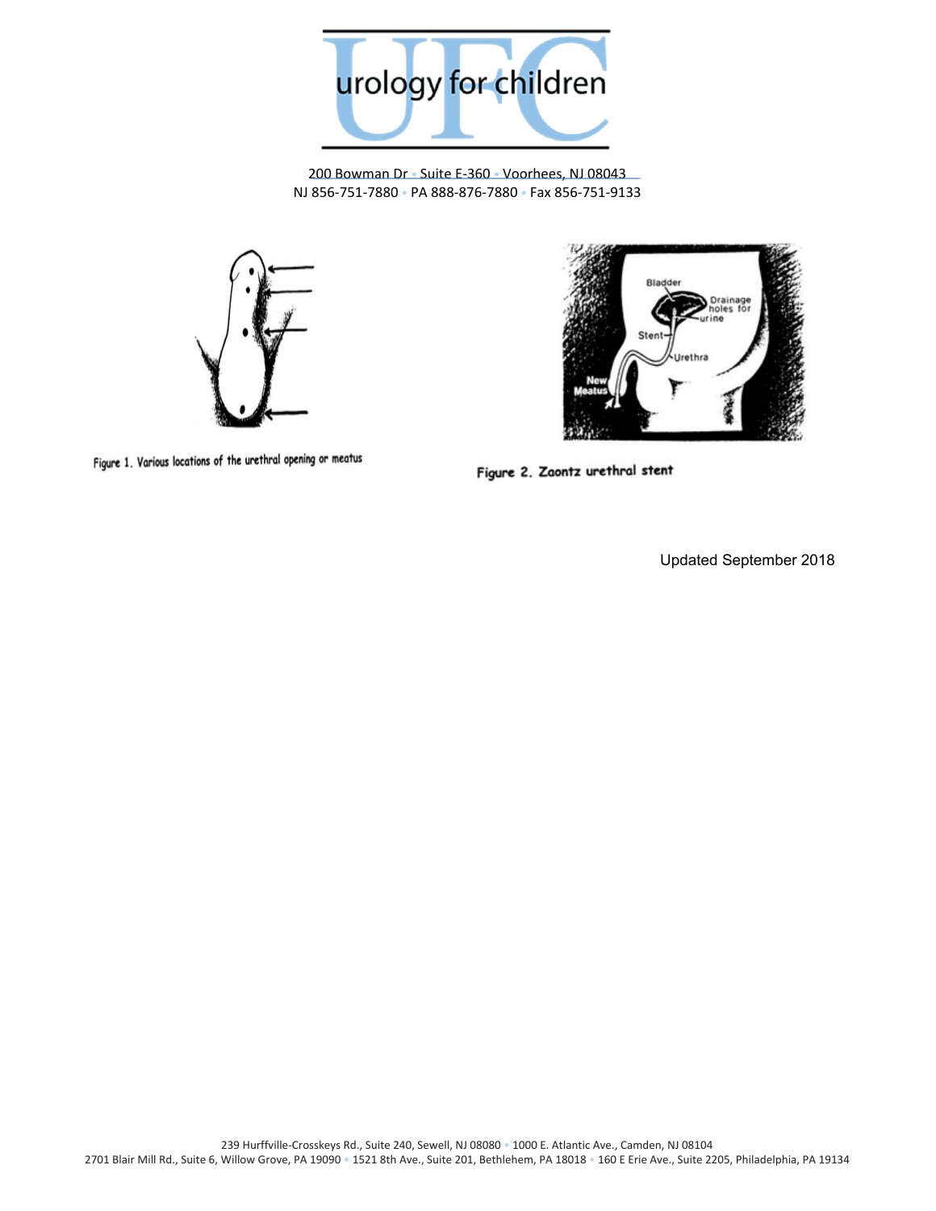urology for children

200 Bowman Dr • Suite E-360 • Voorhees, NJ 08043
NJ 856-751-7880 • PA 888-876-7880 • Fax 856-751-9133

Figure 1. Various locations of the urethral opening or meatus

Bladder
Drainage holes for urine
Stent
Urethra
New Meatus

Figure 2. Zaontz urethral stent

Updated September 2018

239 Hurffville-Crosskeys Rd., Suite 240, Sewell, NJ 08080 • 1000 E. Atlantic Ave., Camden, NJ 08104
2701 Blair Mill Rd., Suite 6, Willow Grove, PA 19090 • 1521 8th Ave., Suite 201, Bethlehem, PA 18018 • 160 E Erie Ave., Suite 2205, Philadelphia, PA 19134